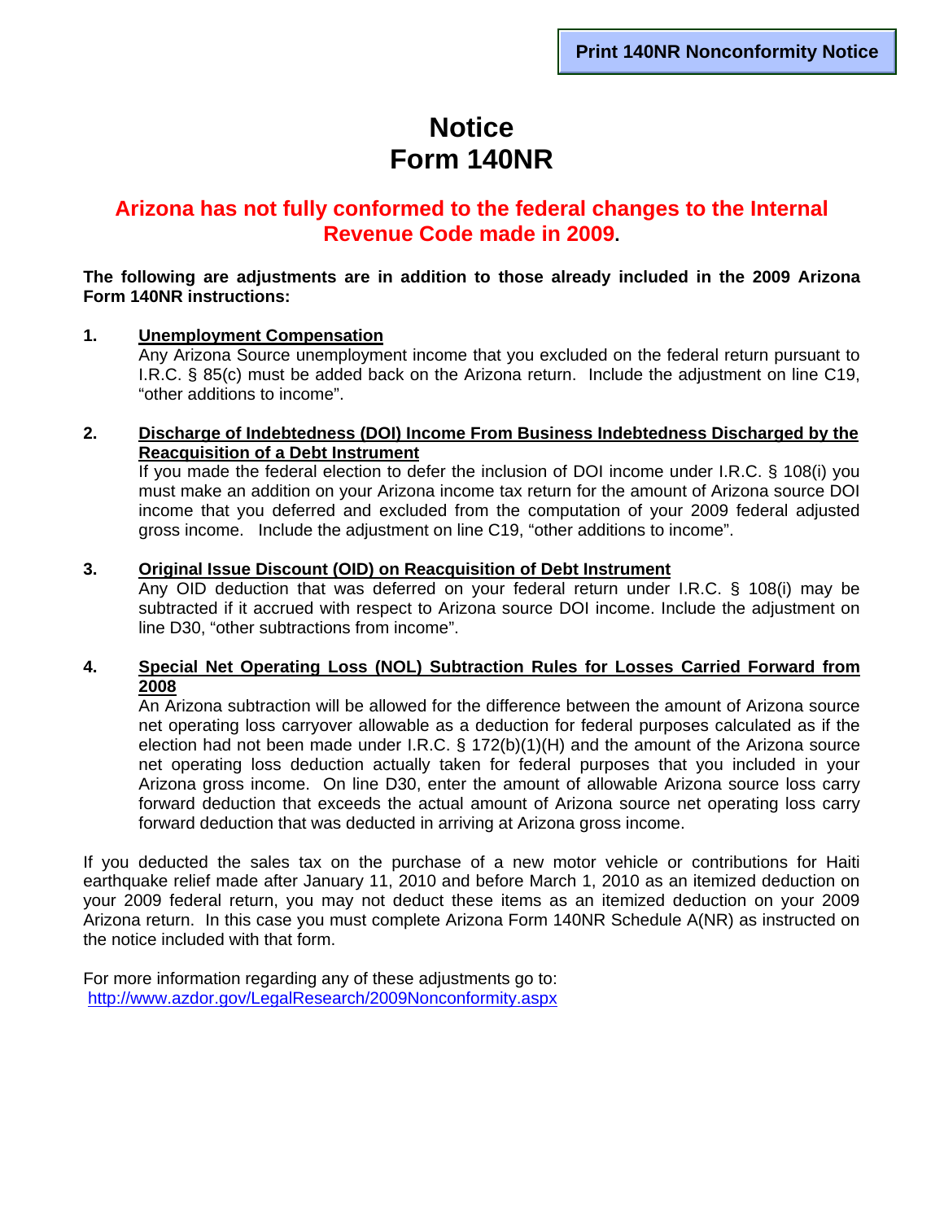Print 140NR Nonconformity Notice

# Notice
# Form 140NR

## Arizona has not fully conformed to the federal changes to the Internal Revenue Code made in 2009.

**The following are adjustments are in addition to those already included in the 2009 Arizona Form 140NR instructions:**

1. **Unemployment Compensation**
   Any Arizona Source unemployment income that you excluded on the federal return pursuant to I.R.C. § 85(c) must be added back on the Arizona return. Include the adjustment on line C19, "other additions to income".

2. **Discharge of Indebtedness (DOI) Income From Business Indebtedness Discharged by the Reacquisition of a Debt Instrument**
   If you made the federal election to defer the inclusion of DOI income under I.R.C. § 108(i) you must make an addition on your Arizona income tax return for the amount of Arizona source DOI income that you deferred and excluded from the computation of your 2009 federal adjusted gross income. Include the adjustment on line C19, "other additions to income".

3. **Original Issue Discount (OID) on Reacquisition of Debt Instrument**
   Any OID deduction that was deferred on your federal return under I.R.C. § 108(i) may be subtracted if it accrued with respect to Arizona source DOI income. Include the adjustment on line D30, "other subtractions from income".

4. **Special Net Operating Loss (NOL) Subtraction Rules for Losses Carried Forward from 2008**
   An Arizona subtraction will be allowed for the difference between the amount of Arizona source net operating loss carryover allowable as a deduction for federal purposes calculated as if the election had not been made under I.R.C. § 172(b)(1)(H) and the amount of the Arizona source net operating loss deduction actually taken for federal purposes that you included in your Arizona gross income. On line D30, enter the amount of allowable Arizona source loss carry forward deduction that exceeds the actual amount of Arizona source net operating loss carry forward deduction that was deducted in arriving at Arizona gross income.

If you deducted the sales tax on the purchase of a new motor vehicle or contributions for Haiti earthquake relief made after January 11, 2010 and before March 1, 2010 as an itemized deduction on your 2009 federal return, you may not deduct these items as an itemized deduction on your 2009 Arizona return. In this case you must complete Arizona Form 140NR Schedule A(NR) as instructed on the notice included with that form.

For more information regarding any of these adjustments go to:
http://www.azdor.gov/LegalResearch/2009Nonconformity.aspx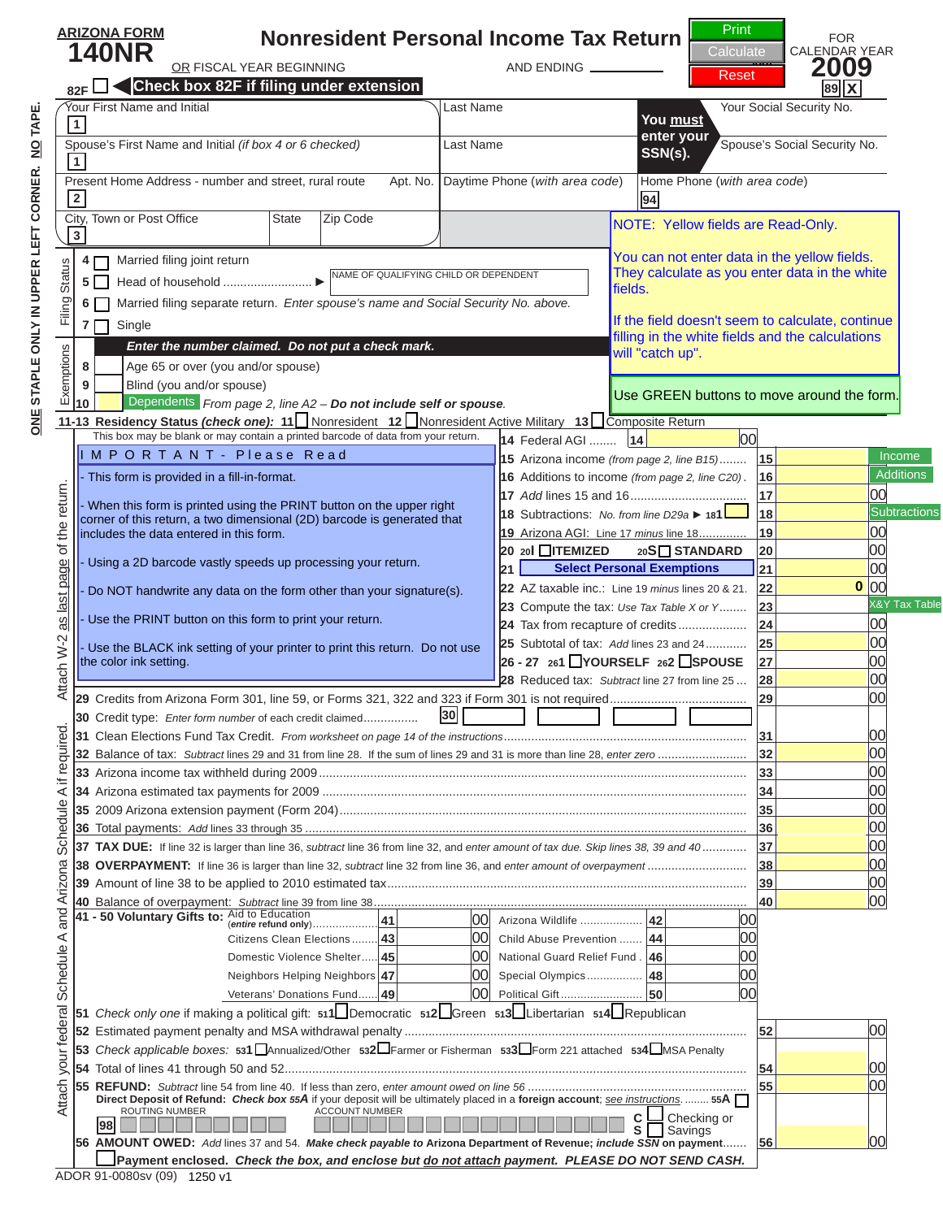# ARIZONA FORM 140NR

## Nonresident Personal Income Tax Return

**2009** FOR CALENDAR YEAR

OR FISCAL YEAR BEGINNING ______ AND ENDING ______

Print | Calculate | Reset

89 | X

82F ☐ **Check box 82F if filing under extension**

| | | |
|---|---|---|
| Your First Name and Initial **1** | Last Name | **You must enter your SSN(s).** Your Social Security No. |
| Spouse's First Name and Initial *(if box 4 or 6 checked)* **1** | Last Name | Spouse's Social Security No. |
| Present Home Address - number and street, rural route **2** Apt. No. | Daytime Phone *(with area code)* | Home Phone *(with area code)* **94** |
| City, Town or Post Office **3** State Zip Code | | |

NOTE: Yellow fields are Read-Only.

You can not enter data in the yellow fields. They calculate as you enter data in the white fields.

If the field doesn't seem to calculate, continue filling in the white fields and the calculations will "catch up".

Use GREEN buttons to move around the form.

**Filing Status**

- **4** ☐ Married filing joint return
- **5** ☐ Head of household .......................... ▶ NAME OF QUALIFYING CHILD OR DEPENDENT
- **6** ☐ Married filing separate return. *Enter spouse's name and Social Security No. above.*
- **7** ☐ Single

**Exemptions** — ***Enter the number claimed. Do not put a check mark.***

- **8** Age 65 or over (you and/or spouse)
- **9** Blind (you and/or spouse)
- **10** Dependents *From page 2, line A2 –* ***Do not include self or spouse.***

**11-13 Residency Status *(check one)*:** **11** ☐ Nonresident **12** ☐ Nonresident Active Military **13** ☐ Composite Return

This box may be blank or may contain a printed barcode of data from your return.

**I M P O R T A N T - Please Read**

- This form is provided in a fill-in-format.
- When this form is printed using the PRINT button on the upper right corner of this return, a two dimensional (2D) barcode is generated that includes the data entered in this form.
- Using a 2D barcode vastly speeds up processing your return.
- Do NOT handwrite any data on the form other than your signature(s).
- Use the PRINT button on this form to print your return.
- Use the BLACK ink setting of your printer to print this return. Do not use the color ink setting.

| Line | Description | No. | Amount |
|---|---|---|---|
| 14 | Federal AGI ........ | 14 | 00 |
| 15 | Arizona income *(from page 2, line B15)* ........ | 15 | |
| 16 | Additions to income *(from page 2, line C20)* . | 16 | |
| 17 | *Add* lines 15 and 16 ................................ | 17 | 00 |
| 18 | Subtractions: *No. from line D29a* ▶ 181 ☐ | 18 | |
| 19 | Arizona AGI: Line 17 *minus* line 18 .............. | 19 | 00 |
| 20 | 20I ☐ ITEMIZED 20S ☐ STANDARD | 20 | 00 |
| 21 | Select Personal Exemptions | 21 | 00 |
| 22 | AZ taxable inc.: Line 19 *minus* lines 20 & 21. | 22 | 0 00 |
| 23 | Compute the tax: *Use Tax Table X or Y* ........ | 23 | |
| 24 | Tax from recapture of credits .................... | 24 | 00 |
| 25 | Subtotal of tax: *Add* lines 23 and 24 ............ | 25 | 00 |
| 26 - 27 | 261 ☐ YOURSELF 262 ☐ SPOUSE | 27 | 00 |
| 28 | Reduced tax: *Subtract* line 27 from line 25 ... | 28 | 00 |
| 29 | Credits from Arizona Form 301, line 59, or Forms 321, 322 and 323 if Form 301 is not required .......... | 29 | 00 |
| 30 | Credit type: *Enter form number* of each credit claimed............... **30** ____ ____ ____ ____ | | |
| 31 | Clean Elections Fund Tax Credit. *From worksheet on page 14 of the instructions* ........ | 31 | 00 |
| 32 | Balance of tax: *Subtract* lines 29 and 31 from line 28. If the sum of lines 29 and 31 is more than line 28, *enter zero* .......... | 32 | 00 |
| 33 | Arizona income tax withheld during 2009 ........ | 33 | 00 |
| 34 | Arizona estimated tax payments for 2009 ........ | 34 | 00 |
| 35 | 2009 Arizona extension payment (Form 204) ........ | 35 | 00 |
| 36 | Total payments: *Add* lines 33 through 35 ........ | 36 | 00 |
| 37 | **TAX DUE:** If line 32 is larger than line 36, *subtract* line 36 from line 32, and *enter amount of tax due. Skip lines 38, 39 and 40* ........ | 37 | 00 |
| 38 | **OVERPAYMENT:** If line 36 is larger than line 32, *subtract* line 32 from line 36, and *enter amount of overpayment* ........ | 38 | 00 |
| 39 | Amount of line 38 to be applied to 2010 estimated tax ........ | 39 | 00 |
| 40 | Balance of overpayment: *Subtract* line 39 from line 38 ........ | 40 | 00 |

**41 - 50 Voluntary Gifts to:**

| Gift | No. | Amount | Gift | No. | Amount |
|---|---|---|---|---|---|
| Aid to Education *(entire refund only)* .......... | 41 | 00 | Arizona Wildlife .................. | 42 | 00 |
| Citizens Clean Elections ........ | 43 | 00 | Child Abuse Prevention ....... | 44 | 00 |
| Domestic Violence Shelter..... | 45 | 00 | National Guard Relief Fund . | 46 | 00 |
| Neighbors Helping Neighbors | 47 | 00 | Special Olympics ................ | 48 | 00 |
| Veterans' Donations Fund...... | 49 | 00 | Political Gift ........................ | 50 | 00 |

**51** *Check only one* if making a political gift: 511 ☐ Democratic 512 ☐ Green 513 ☐ Libertarian 514 ☐ Republican

| Line | Description | No. | Amount |
|---|---|---|---|
| 52 | Estimated payment penalty and MSA withdrawal penalty ........ | 52 | 00 |
| 53 | *Check applicable boxes:* 531 ☐ Annualized/Other 532 ☐ Farmer or Fisherman 533 ☐ Form 221 attached 534 ☐ MSA Penalty | | |
| 54 | Total of lines 41 through 50 and 52 ........ | 54 | 00 |
| 55 | **REFUND:** *Subtract* line 54 from line 40. If less than zero, *enter amount owed on line 56* ........ | 55 | 00 |

**Direct Deposit of Refund:** *Check box 55A* if your deposit will be ultimately placed in a **foreign account**; see instructions. ........ **55A** ☐

**98** ROUTING NUMBER ____ ACCOUNT NUMBER ____ C ☐ Checking or S ☐ Savings

| Line | Description | No. | Amount |
|---|---|---|---|
| 56 | **AMOUNT OWED:** *Add* lines 37 and 54. ***Make check payable to Arizona Department of Revenue; include SSN on payment.*** ....... | 56 | 00 |

☐ **Payment enclosed. *Check the box, and enclose but do not attach payment. PLEASE DO NOT SEND CASH.***

Attach your federal Schedule A and Arizona Schedule A if required. Attach W-2 as last page of the return.

ONE STAPLE ONLY IN UPPER LEFT CORNER. NO TAPE.

ADOR 91-0080sv (09) 1250 v1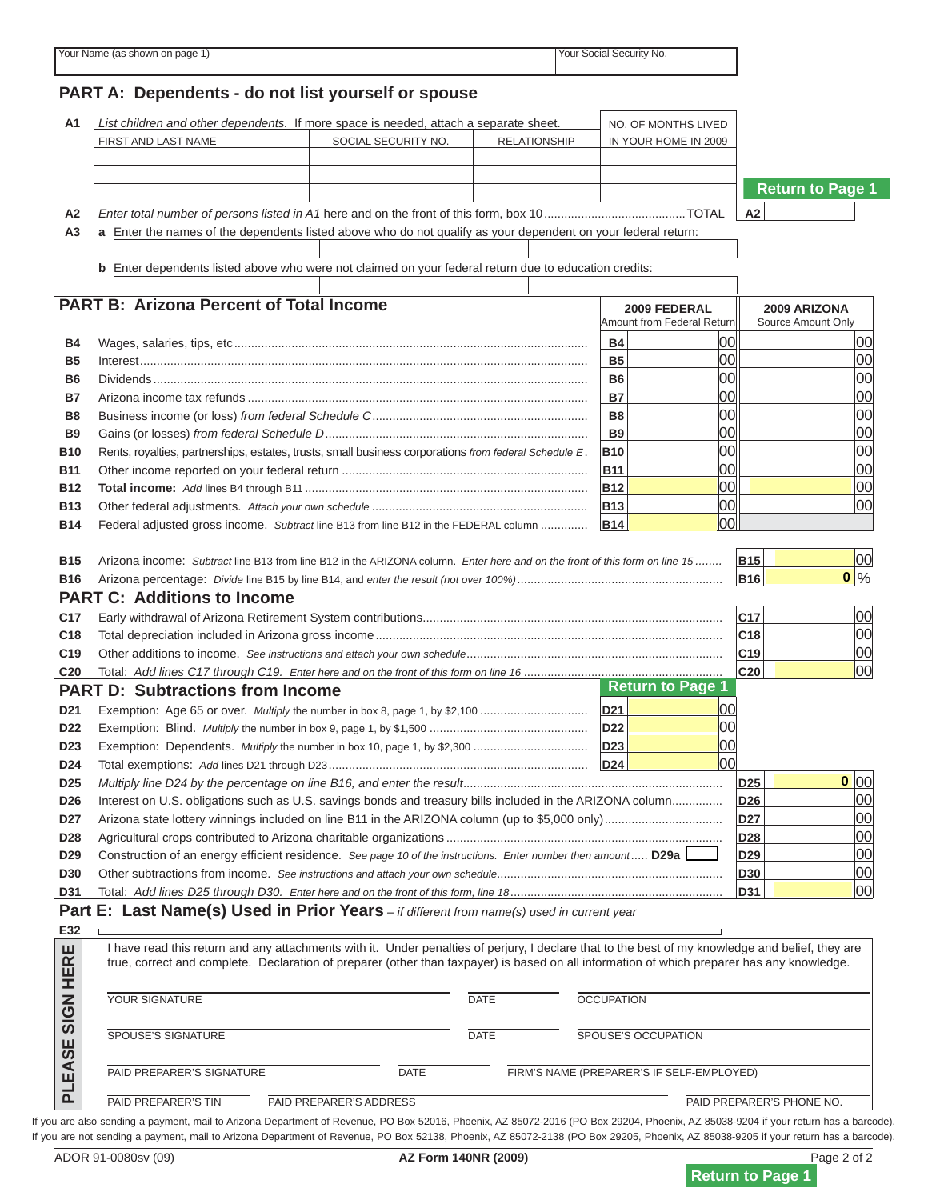| Your Name (as shown on page 1) | Your Social Security No. |
| --- | --- |
| | |

## PART A: Dependents - do not list yourself or spouse

**A1** *List children and other dependents.* If more space is needed, attach a separate sheet.

| FIRST AND LAST NAME | SOCIAL SECURITY NO. | RELATIONSHIP | NO. OF MONTHS LIVED IN YOUR HOME IN 2009 |
| --- | --- | --- | --- |
| | | | |
| | | | |
| | | | |

**Return to Page 1**

**A2** *Enter total number of persons listed in A1* here and on the front of this form, box 10 .......... TOTAL **A2**

**A3** **a** Enter the names of the dependents listed above who do not qualify as your dependent on your federal return:

**b** Enter dependents listed above who were not claimed on your federal return due to education credits:

## PART B: Arizona Percent of Total Income

| | | 2009 FEDERAL Amount from Federal Return | 2009 ARIZONA Source Amount Only |
| --- | --- | --- | --- |
| **B4** | Wages, salaries, tips, etc | **B4** 00 | 00 |
| **B5** | Interest | **B5** 00 | 00 |
| **B6** | Dividends | **B6** 00 | 00 |
| **B7** | Arizona income tax refunds | **B7** 00 | 00 |
| **B8** | Business income (or loss) *from federal Schedule C* | **B8** 00 | 00 |
| **B9** | Gains (or losses) *from federal Schedule D* | **B9** 00 | 00 |
| **B10** | Rents, royalties, partnerships, estates, trusts, small business corporations *from federal Schedule E* | **B10** 00 | 00 |
| **B11** | Other income reported on your federal return | **B11** 00 | 00 |
| **B12** | **Total income:** *Add* lines B4 through B11 | **B12** 00 | 00 |
| **B13** | Other federal adjustments. *Attach your own schedule* | **B13** 00 | 00 |
| **B14** | Federal adjusted gross income. *Subtract* line B13 from line B12 in the FEDERAL column | **B14** 00 | |

**B15** Arizona income: *Subtract* line B13 from line B12 in the ARIZONA column. *Enter here and on the front of this form on line 15* ........ **B15** 00

**B16** Arizona percentage: *Divide* line B15 by line B14, and *enter the result (not over 100%)* ........ **B16** 0 %

## PART C: Additions to Income

| | | | |
| --- | --- | --- | --- |
| **C17** | Early withdrawal of Arizona Retirement System contributions | **C17** | 00 |
| **C18** | Total depreciation included in Arizona gross income | **C18** | 00 |
| **C19** | Other additions to income. *See instructions and attach your own schedule* | **C19** | 00 |
| **C20** | Total: *Add lines C17 through C19. Enter here and on the front of this form on line 16* | **C20** | 00 |

**Return to Page 1**

## PART D: Subtractions from Income

| | | | |
| --- | --- | --- | --- |
| **D21** | Exemption: Age 65 or over. *Multiply* the number in box 8, page 1, by $2,100 | **D21** 00 | |
| **D22** | Exemption: Blind. *Multiply* the number in box 9, page 1, by $1,500 | **D22** 00 | |
| **D23** | Exemption: Dependents. *Multiply* the number in box 10, page 1, by $2,300 | **D23** 00 | |
| **D24** | Total exemptions: *Add* lines D21 through D23 | **D24** 00 | |
| **D25** | *Multiply line D24 by the percentage on line B16, and enter the result* | | **D25** 0 00 |
| **D26** | Interest on U.S. obligations such as U.S. savings bonds and treasury bills included in the ARIZONA column | | **D26** 00 |
| **D27** | Arizona state lottery winnings included on line B11 in the ARIZONA column (up to $5,000 only) | | **D27** 00 |
| **D28** | Agricultural crops contributed to Arizona charitable organizations | | **D28** 00 |
| **D29** | Construction of an energy efficient residence. *See page 10 of the instructions. Enter number then amount* ..... **D29a** | | **D29** 00 |
| **D30** | Other subtractions from income. *See instructions and attach your own schedule* | | **D30** 00 |
| **D31** | Total: *Add lines D25 through D30. Enter here and on the front of this form, line 18* | | **D31** 00 |

## Part E: Last Name(s) Used in Prior Years – *if different from name(s) used in current year*

**E32**

**PLEASE SIGN HERE**

I have read this return and any attachments with it. Under penalties of perjury, I declare that to the best of my knowledge and belief, they are true, correct and complete. Declaration of preparer (other than taxpayer) is based on all information of which preparer has any knowledge.

YOUR SIGNATURE | DATE | OCCUPATION

SPOUSE'S SIGNATURE | DATE | SPOUSE'S OCCUPATION

PAID PREPARER'S SIGNATURE | DATE | FIRM'S NAME (PREPARER'S IF SELF-EMPLOYED)

PAID PREPARER'S TIN | PAID PREPARER'S ADDRESS | PAID PREPARER'S PHONE NO.

If you are also sending a payment, mail to Arizona Department of Revenue, PO Box 52016, Phoenix, AZ 85072-2016 (PO Box 29204, Phoenix, AZ 85038-9204 if your return has a barcode).
If you are not sending a payment, mail to Arizona Department of Revenue, PO Box 52138, Phoenix, AZ 85072-2138 (PO Box 29205, Phoenix, AZ 85038-9205 if your return has a barcode).

ADOR 91-0080sv (09) | **AZ Form 140NR (2009)**

**Return to Page 1**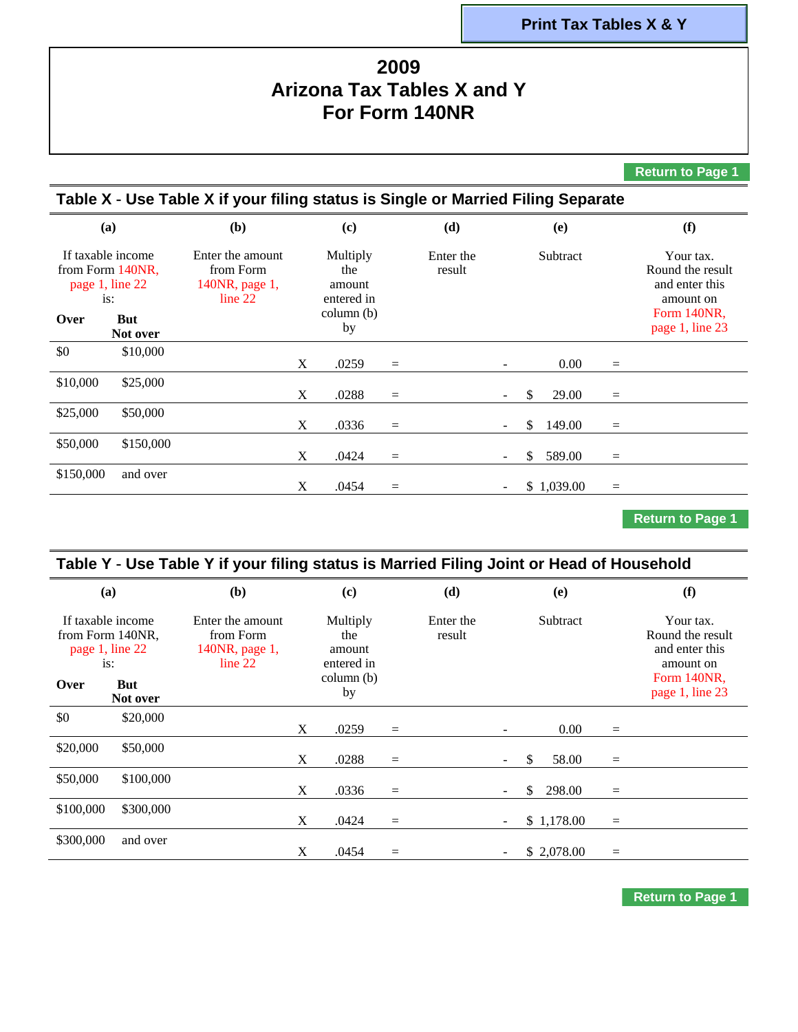Print Tax Tables X & Y

# 2009
# Arizona Tax Tables X and Y
# For Form 140NR

Return to Page 1

## Table X - Use Table X if your filing status is Single or Married Filing Separate

| (a) If taxable income from Form 140NR, page 1, line 22 is: Over | But Not over | (b) Enter the amount from Form 140NR, page 1, line 22 | | (c) Multiply the amount entered in column (b) by | | (d) Enter the result | | (e) Subtract | | (f) Your tax. Round the result and enter this amount on Form 140NR, page 1, line 23 |
|---|---|---|---|---|---|---|---|---|---|---|
| $0 | $10,000 | | X | .0259 | = | | - | 0.00 | = | |
| $10,000 | $25,000 | | X | .0288 | = | | - | $ 29.00 | = | |
| $25,000 | $50,000 | | X | .0336 | = | | - | $ 149.00 | = | |
| $50,000 | $150,000 | | X | .0424 | = | | - | $ 589.00 | = | |
| $150,000 | and over | | X | .0454 | = | | - | $ 1,039.00 | = | |

Return to Page 1

## Table Y - Use Table Y if your filing status is Married Filing Joint or Head of Household

| (a) If taxable income from Form 140NR, page 1, line 22 is: Over | But Not over | (b) Enter the amount from Form 140NR, page 1, line 22 | | (c) Multiply the amount entered in column (b) by | | (d) Enter the result | | (e) Subtract | | (f) Your tax. Round the result and enter this amount on Form 140NR, page 1, line 23 |
|---|---|---|---|---|---|---|---|---|---|---|
| $0 | $20,000 | | X | .0259 | = | | - | 0.00 | = | |
| $20,000 | $50,000 | | X | .0288 | = | | - | $ 58.00 | = | |
| $50,000 | $100,000 | | X | .0336 | = | | - | $ 298.00 | = | |
| $100,000 | $300,000 | | X | .0424 | = | | - | $ 1,178.00 | = | |
| $300,000 | and over | | X | .0454 | = | | - | $ 2,078.00 | = | |

Return to Page 1